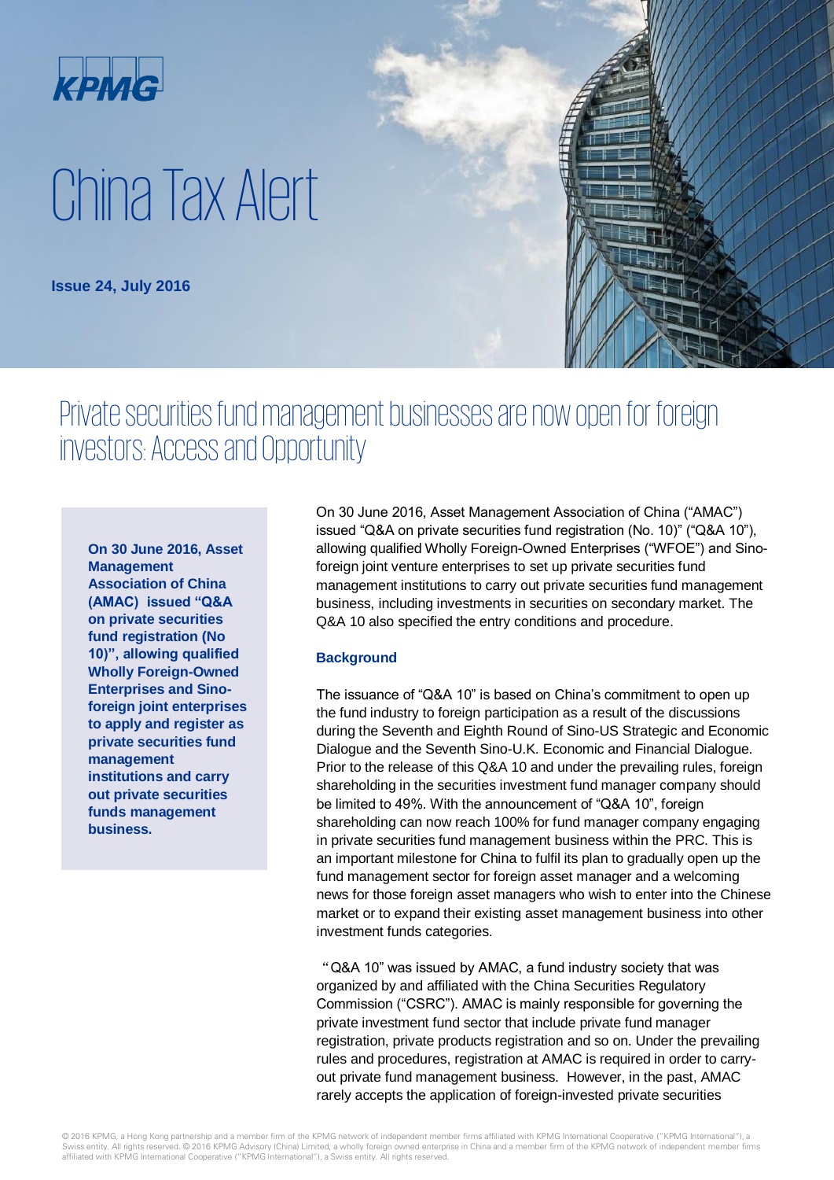# China Tax Alert

**Issue 24, July 2016**

## Private securities fund management businesses are now open for foreign investors: Access and Opportunity

**On 30 June 2016, Asset Management Association of China (AMAC) issued "Q&A on private securities fund registration (No 10)", allowing qualified Wholly Foreign-Owned Enterprises and Sino-foreign joint enterprises to apply and register as private securities fund management institutions and carry out private securities funds management business.**

On 30 June 2016, Asset Management Association of China ("AMAC") issued "Q&A on private securities fund registration (No. 10)" ("Q&A 10"), allowing qualified Wholly Foreign-Owned Enterprises ("WFOE") and Sino-foreign joint venture enterprises to set up private securities fund management institutions to carry out private securities fund management business, including investments in securities on secondary market. The Q&A 10 also specified the entry conditions and procedure.

### Background

The issuance of "Q&A 10" is based on China's commitment to open up the fund industry to foreign participation as a result of the discussions during the Seventh and Eighth Round of Sino-US Strategic and Economic Dialogue and the Seventh Sino-U.K. Economic and Financial Dialogue. Prior to the release of this Q&A 10 and under the prevailing rules, foreign shareholding in the securities investment fund manager company should be limited to 49%. With the announcement of "Q&A 10", foreign shareholding can now reach 100% for fund manager company engaging in private securities fund management business within the PRC. This is an important milestone for China to fulfil its plan to gradually open up the fund management sector for foreign asset manager and a welcoming news for those foreign asset managers who wish to enter into the Chinese market or to expand their existing asset management business into other investment funds categories.

"Q&A 10" was issued by AMAC, a fund industry society that was organized by and affiliated with the China Securities Regulatory Commission ("CSRC"). AMAC is mainly responsible for governing the private investment fund sector that include private fund manager registration, private products registration and so on. Under the prevailing rules and procedures, registration at AMAC is required in order to carry-out private fund management business. However, in the past, AMAC rarely accepts the application of foreign-invested private securities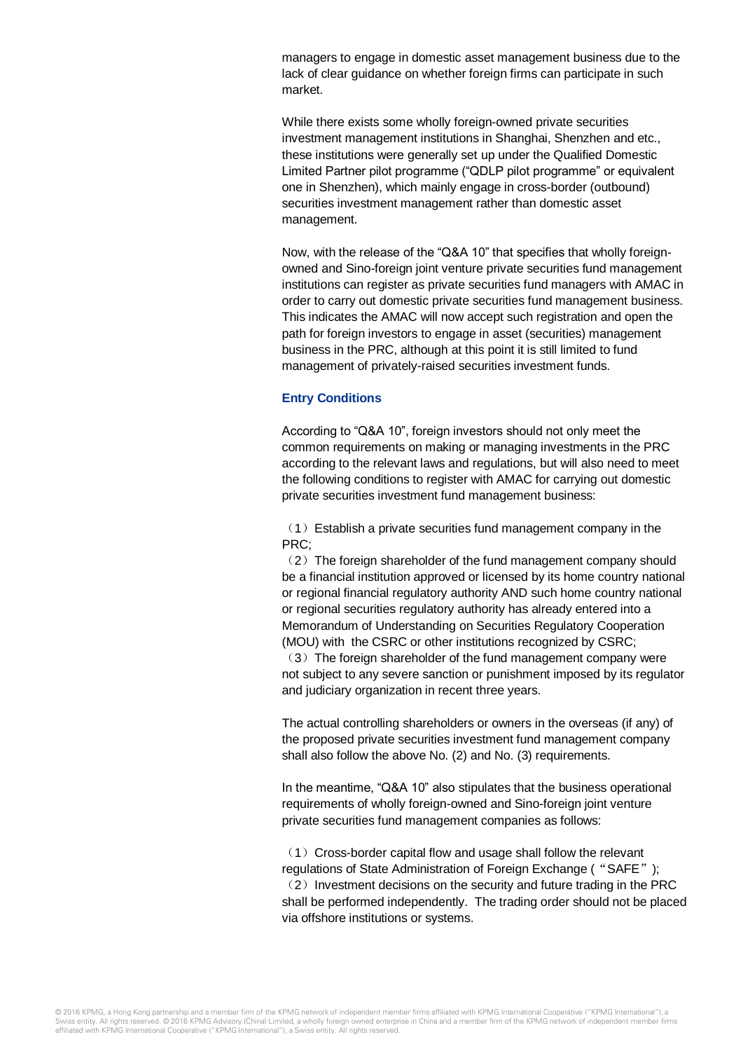managers to engage in domestic asset management business due to the lack of clear guidance on whether foreign firms can participate in such market.

While there exists some wholly foreign-owned private securities investment management institutions in Shanghai, Shenzhen and etc., these institutions were generally set up under the Qualified Domestic Limited Partner pilot programme ("QDLP pilot programme" or equivalent one in Shenzhen), which mainly engage in cross-border (outbound) securities investment management rather than domestic asset management.

Now, with the release of the "Q&A 10" that specifies that wholly foreign-owned and Sino-foreign joint venture private securities fund management institutions can register as private securities fund managers with AMAC in order to carry out domestic private securities fund management business. This indicates the AMAC will now accept such registration and open the path for foreign investors to engage in asset (securities) management business in the PRC, although at this point it is still limited to fund management of privately-raised securities investment funds.

### Entry Conditions

According to "Q&A 10", foreign investors should not only meet the common requirements on making or managing investments in the PRC according to the relevant laws and regulations, but will also need to meet the following conditions to register with AMAC for carrying out domestic private securities investment fund management business:

（1）Establish a private securities fund management company in the PRC;

（2）The foreign shareholder of the fund management company should be a financial institution approved or licensed by its home country national or regional financial regulatory authority AND such home country national or regional securities regulatory authority has already entered into a Memorandum of Understanding on Securities Regulatory Cooperation (MOU) with the CSRC or other institutions recognized by CSRC;

（3）The foreign shareholder of the fund management company were not subject to any severe sanction or punishment imposed by its regulator and judiciary organization in recent three years.

The actual controlling shareholders or owners in the overseas (if any) of the proposed private securities investment fund management company shall also follow the above No. (2) and No. (3) requirements.

In the meantime, "Q&A 10" also stipulates that the business operational requirements of wholly foreign-owned and Sino-foreign joint venture private securities fund management companies as follows:

（1）Cross-border capital flow and usage shall follow the relevant regulations of State Administration of Foreign Exchange ("SAFE");

（2）Investment decisions on the security and future trading in the PRC shall be performed independently. The trading order should not be placed via offshore institutions or systems.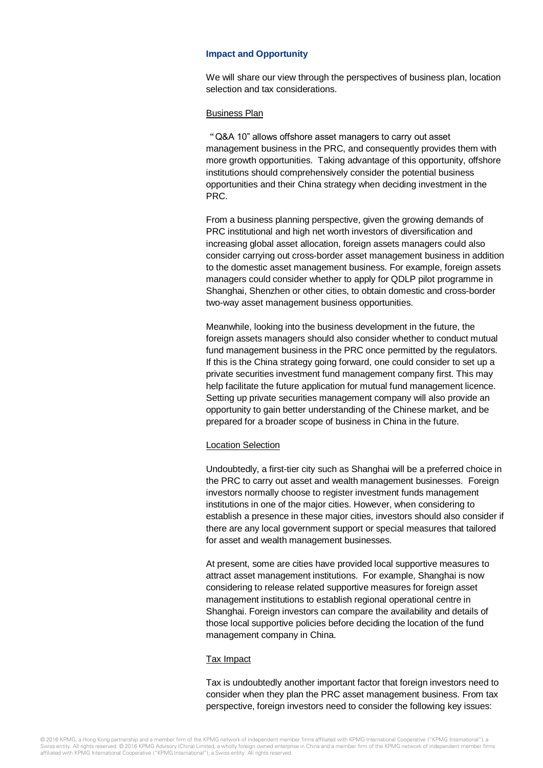### Impact and Opportunity

We will share our view through the perspectives of business plan, location selection and tax considerations.

#### Business Plan

"Q&A 10" allows offshore asset managers to carry out asset management business in the PRC, and consequently provides them with more growth opportunities. Taking advantage of this opportunity, offshore institutions should comprehensively consider the potential business opportunities and their China strategy when deciding investment in the PRC.

From a business planning perspective, given the growing demands of PRC institutional and high net worth investors of diversification and increasing global asset allocation, foreign assets managers could also consider carrying out cross-border asset management business in addition to the domestic asset management business. For example, foreign assets managers could consider whether to apply for QDLP pilot programme in Shanghai, Shenzhen or other cities, to obtain domestic and cross-border two-way asset management business opportunities.

Meanwhile, looking into the business development in the future, the foreign assets managers should also consider whether to conduct mutual fund management business in the PRC once permitted by the regulators. If this is the China strategy going forward, one could consider to set up a private securities investment fund management company first. This may help facilitate the future application for mutual fund management licence. Setting up private securities management company will also provide an opportunity to gain better understanding of the Chinese market, and be prepared for a broader scope of business in China in the future.

#### Location Selection

Undoubtedly, a first-tier city such as Shanghai will be a preferred choice in the PRC to carry out asset and wealth management businesses. Foreign investors normally choose to register investment funds management institutions in one of the major cities. However, when considering to establish a presence in these major cities, investors should also consider if there are any local government support or special measures that tailored for asset and wealth management businesses.

At present, some are cities have provided local supportive measures to attract asset management institutions. For example, Shanghai is now considering to release related supportive measures for foreign asset management institutions to establish regional operational centre in Shanghai. Foreign investors can compare the availability and details of those local supportive policies before deciding the location of the fund management company in China.

#### Tax Impact

Tax is undoubtedly another important factor that foreign investors need to consider when they plan the PRC asset management business. From tax perspective, foreign investors need to consider the following key issues: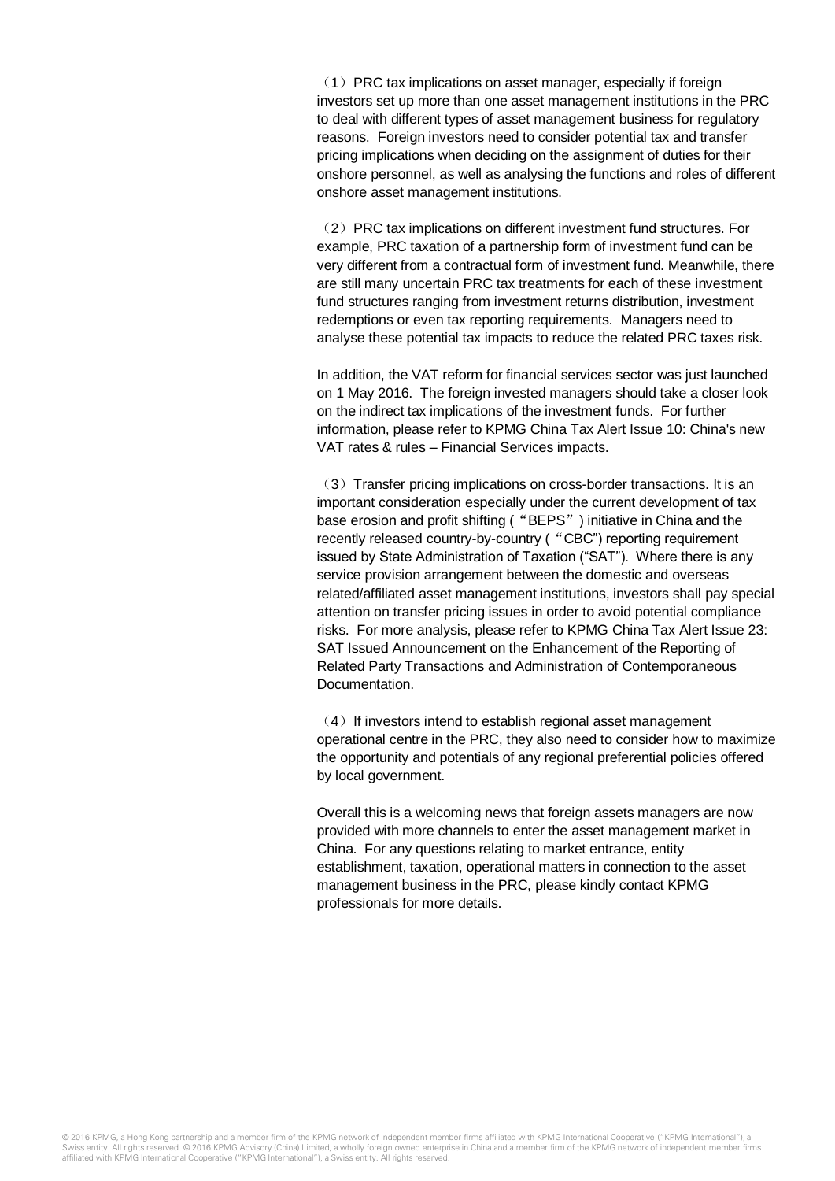（1）PRC tax implications on asset manager, especially if foreign investors set up more than one asset management institutions in the PRC to deal with different types of asset management business for regulatory reasons. Foreign investors need to consider potential tax and transfer pricing implications when deciding on the assignment of duties for their onshore personnel, as well as analysing the functions and roles of different onshore asset management institutions.

（2）PRC tax implications on different investment fund structures. For example, PRC taxation of a partnership form of investment fund can be very different from a contractual form of investment fund. Meanwhile, there are still many uncertain PRC tax treatments for each of these investment fund structures ranging from investment returns distribution, investment redemptions or even tax reporting requirements. Managers need to analyse these potential tax impacts to reduce the related PRC taxes risk.

In addition, the VAT reform for financial services sector was just launched on 1 May 2016. The foreign invested managers should take a closer look on the indirect tax implications of the investment funds. For further information, please refer to KPMG China Tax Alert Issue 10: China's new VAT rates & rules – Financial Services impacts.

（3）Transfer pricing implications on cross-border transactions. It is an important consideration especially under the current development of tax base erosion and profit shifting ("BEPS") initiative in China and the recently released country-by-country ("CBC") reporting requirement issued by State Administration of Taxation ("SAT"). Where there is any service provision arrangement between the domestic and overseas related/affiliated asset management institutions, investors shall pay special attention on transfer pricing issues in order to avoid potential compliance risks. For more analysis, please refer to KPMG China Tax Alert Issue 23: SAT Issued Announcement on the Enhancement of the Reporting of Related Party Transactions and Administration of Contemporaneous Documentation.

（4）If investors intend to establish regional asset management operational centre in the PRC, they also need to consider how to maximize the opportunity and potentials of any regional preferential policies offered by local government.

Overall this is a welcoming news that foreign assets managers are now provided with more channels to enter the asset management market in China. For any questions relating to market entrance, entity establishment, taxation, operational matters in connection to the asset management business in the PRC, please kindly contact KPMG professionals for more details.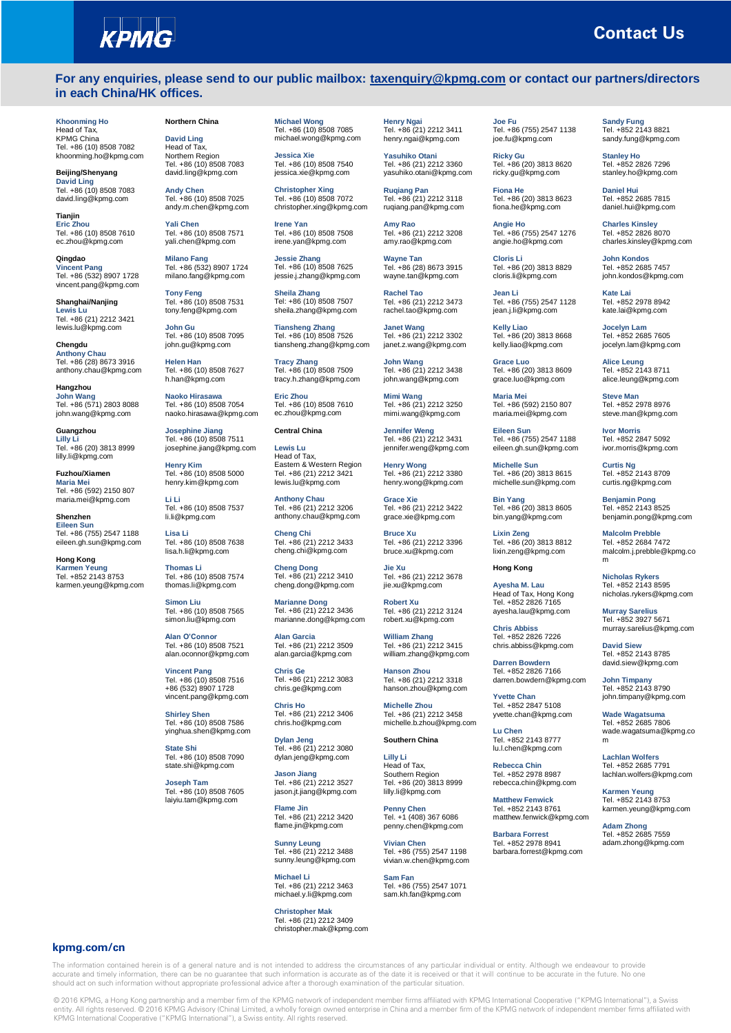# Contact Us

**For any enquiries, please send to our public mailbox: taxenquiry@kpmg.com or contact our partners/directors in each China/HK offices.**

**Khoonming Ho**
Head of Tax,
KPMG China
Tel. +86 (10) 8508 7082
khoonming.ho@kpmg.com

**Beijing/Shenyang**
**David Ling**
Tel. +86 (10) 8508 7083
david.ling@kpmg.com

**Tianjin**
**Eric Zhou**
Tel. +86 (10) 8508 7610
ec.zhou@kpmg.com

**Qingdao**
**Vincent Pang**
Tel. +86 (532) 8907 1728
vincent.pang@kpmg.com

**Shanghai/Nanjing**
**Lewis Lu**
Tel. +86 (21) 2212 3421
lewis.lu@kpmg.com

**Chengdu**
**Anthony Chau**
Tel. +86 (28) 8673 3916
anthony.chau@kpmg.com

**Hangzhou**
**John Wang**
Tel. +86 (571) 2803 8088
john.wang@kpmg.com

**Guangzhou**
**Lilly Li**
Tel. +86 (20) 3813 8999
lilly.li@kpmg.com

**Fuzhou/Xiamen**
**Maria Mei**
Tel. +86 (592) 2150 807
maria.mei@kpmg.com

**Shenzhen**
**Eileen Sun**
Tel. +86 (755) 2547 1188
eileen.gh.sun@kpmg.com

**Hong Kong**
**Karmen Yeung**
Tel. +852 2143 8753
karmen.yeung@kpmg.com

## Northern China

**David Ling**
Head of Tax,
Northern Region
Tel. +86 (10) 8508 7083
david.ling@kpmg.com

**Andy Chen**
Tel. +86 (10) 8508 7025
andy.m.chen@kpmg.com

**Yali Chen**
Tel. +86 (10) 8508 7571
yali.chen@kpmg.com

**Milano Fang**
Tel. +86 (532) 8907 1724
milano.fang@kpmg.com

**Tony Feng**
Tel. +86 (10) 8508 7531
tony.feng@kpmg.com

**John Gu**
Tel. +86 (10) 8508 7095
john.gu@kpmg.com

**Helen Han**
Tel. +86 (10) 8508 7627
h.han@kpmg.com

**Naoko Hirasawa**
Tel. +86 (10) 8508 7054
naoko.hirasawa@kpmg.com

**Josephine Jiang**
Tel. +86 (10) 8508 7511
josephine.jiang@kpmg.com

**Henry Kim**
Tel. +86 (10) 8508 5000
henry.kim@kpmg.com

**Li Li**
Tel. +86 (10) 8508 7537
li.li@kpmg.com

**Lisa Li**
Tel. +86 (10) 8508 7638
lisa.h.li@kpmg.com

**Thomas Li**
Tel. +86 (10) 8508 7574
thomas.li@kpmg.com

**Simon Liu**
Tel. +86 (10) 8508 7565
simon.liu@kpmg.com

**Alan O'Connor**
Tel. +86 (10) 8508 7521
alan.oconnor@kpmg.com

**Vincent Pang**
Tel. +86 (10) 8508 7516
+86 (532) 8907 1728
vincent.pang@kpmg.com

**Shirley Shen**
Tel. +86 (10) 8508 7586
yinghua.shen@kpmg.com

**State Shi**
Tel. +86 (10) 8508 7090
state.shi@kpmg.com

**Joseph Tam**
Tel. +86 (10) 8508 7605
laiyiu.tam@kpmg.com

**Michael Wong**
Tel. +86 (10) 8508 7085
michael.wong@kpmg.com

**Jessica Xie**
Tel. +86 (10) 8508 7540
jessica.xie@kpmg.com

**Christopher Xing**
Tel. +86 (10) 8508 7072
christopher.xing@kpmg.com

**Irene Yan**
Tel. +86 (10) 8508 7508
irene.yan@kpmg.com

**Jessie Zhang**
Tel. +86 (10) 8508 7625
jessie.j.zhang@kpmg.com

**Sheila Zhang**
Tel. +86 (10) 8508 7507
sheila.zhang@kpmg.com

**Tiansheng Zhang**
Tel. +86 (10) 8508 7526
tiansheng.zhang@kpmg.com

**Tracy Zhang**
Tel. +86 (10) 8508 7509
tracy.h.zhang@kpmg.com

**Eric Zhou**
Tel. +86 (10) 8508 7610
ec.zhou@kpmg.com

## Central China

**Lewis Lu**
Head of Tax,
Eastern & Western Region
Tel. +86 (21) 2212 3421
lewis.lu@kpmg.com

**Anthony Chau**
Tel. +86 (21) 2212 3206
anthony.chau@kpmg.com

**Cheng Chi**
Tel. +86 (21) 2212 3433
cheng.chi@kpmg.com

**Cheng Dong**
Tel. +86 (21) 2212 3410
cheng.dong@kpmg.com

**Marianne Dong**
Tel. +86 (21) 2212 3436
marianne.dong@kpmg.com

**Alan Garcia**
Tel. +86 (21) 2212 3509
alan.garcia@kpmg.com

**Chris Ge**
Tel. +86 (21) 2212 3083
chris.ge@kpmg.com

**Chris Ho**
Tel. +86 (21) 2212 3406
chris.ho@kpmg.com

**Dylan Jeng**
Tel. +86 (21) 2212 3080
dylan.jeng@kpmg.com

**Jason Jiang**
Tel. +86 (21) 2212 3527
jason.jt.jiang@kpmg.com

**Flame Jin**
Tel. +86 (21) 2212 3420
flame.jin@kpmg.com

**Sunny Leung**
Tel. +86 (21) 2212 3488
sunny.leung@kpmg.com

**Michael Li**
Tel. +86 (21) 2212 3463
michael.y.li@kpmg.com

**Christopher Mak**
Tel. +86 (21) 2212 3409
christopher.mak@kpmg.com

**Henry Ngai**
Tel. +86 (21) 2212 3411
henry.ngai@kpmg.com

**Yasuhiko Otani**
Tel. +86 (21) 2212 3360
yasuhiko.otani@kpmg.com

**Ruqiang Pan**
Tel. +86 (21) 2212 3118
ruqiang.pan@kpmg.com

**Amy Rao**
Tel. +86 (21) 2212 3208
amy.rao@kpmg.com

**Wayne Tan**
Tel. +86 (28) 8673 3915
wayne.tan@kpmg.com

**Rachel Tao**
Tel. +86 (21) 2212 3473
rachel.tao@kpmg.com

**Janet Wang**
Tel. +86 (21) 2212 3302
janet.z.wang@kpmg.com

**John Wang**
Tel. +86 (21) 2212 3438
john.wang@kpmg.com

**Mimi Wang**
Tel. +86 (21) 2212 3250
mimi.wang@kpmg.com

**Jennifer Weng**
Tel. +86 (21) 2212 3431
jennifer.weng@kpmg.com

**Henry Wong**
Tel. +86 (21) 2212 3380
henry.wong@kpmg.com

**Grace Xie**
Tel. +86 (21) 2212 3422
grace.xie@kpmg.com

**Bruce Xu**
Tel. +86 (21) 2212 3396
bruce.xu@kpmg.com

**Jie Xu**
Tel. +86 (21) 2212 3678
jie.xu@kpmg.com

**Robert Xu**
Tel. +86 (21) 2212 3124
robert.xu@kpmg.com

**William Zhang**
Tel. +86 (21) 2212 3415
william.zhang@kpmg.com

**Hanson Zhou**
Tel. +86 (21) 2212 3318
hanson.zhou@kpmg.com

**Michelle Zhou**
Tel. +86 (21) 2212 3458
michelle.b.zhou@kpmg.com

## Southern China

**Lilly Li**
Head of Tax,
Southern Region
Tel. +86 (20) 3813 8999
lilly.li@kpmg.com

**Penny Chen**
Tel. +1 (408) 367 6086
penny.chen@kpmg.com

**Vivian Chen**
Tel. +86 (755) 2547 1198
vivian.w.chen@kpmg.com

**Sam Fan**
Tel. +86 (755) 2547 1071
sam.kh.fan@kpmg.com

**Joe Fu**
Tel. +86 (755) 2547 1138
joe.fu@kpmg.com

**Ricky Gu**
Tel. +86 (20) 3813 8620
ricky.gu@kpmg.com

**Fiona He**
Tel. +86 (20) 3813 8623
fiona.he@kpmg.com

**Angie Ho**
Tel. +86 (755) 2547 1276
angie.ho@kpmg.com

**Cloris Li**
Tel. +86 (20) 3813 8829
cloris.li@kpmg.com

**Jean Li**
Tel. +86 (755) 2547 1128
jean.j.li@kpmg.com

**Kelly Liao**
Tel. +86 (20) 3813 8668
kelly.liao@kpmg.com

**Grace Luo**
Tel. +86 (20) 3813 8609
grace.luo@kpmg.com

**Maria Mei**
Tel. +86 (592) 2150 807
maria.mei@kpmg.com

**Eileen Sun**
Tel. +86 (755) 2547 1188
eileen.gh.sun@kpmg.com

**Michelle Sun**
Tel. +86 (20) 3813 8615
michelle.sun@kpmg.com

**Bin Yang**
Tel. +86 (20) 3813 8605
bin.yang@kpmg.com

**Lixin Zeng**
Tel. +86 (20) 3813 8812
lixin.zeng@kpmg.com

## Hong Kong

**Ayesha M. Lau**
Head of Tax, Hong Kong
Tel. +852 2826 7165
ayesha.lau@kpmg.com

**Chris Abbiss**
Tel. +852 2826 7226
chris.abbiss@kpmg.com

**Darren Bowdern**
Tel. +852 2826 7166
darren.bowdern@kpmg.com

**Yvette Chan**
Tel. +852 2847 5108
yvette.chan@kpmg.com

**Lu Chen**
Tel. +852 2143 8777
lu.l.chen@kpmg.com

**Rebecca Chin**
Tel. +852 2978 8987
rebecca.chin@kpmg.com

**Matthew Fenwick**
Tel. +852 2143 8761
matthew.fenwick@kpmg.com

**Barbara Forrest**
Tel. +852 2978 8941
barbara.forrest@kpmg.com

**Sandy Fung**
Tel. +852 2143 8821
sandy.fung@kpmg.com

**Stanley Ho**
Tel. +852 2826 7296
stanley.ho@kpmg.com

**Daniel Hui**
Tel. +852 2685 7815
daniel.hui@kpmg.com

**Charles Kinsley**
Tel. +852 2826 8070
charles.kinsley@kpmg.com

**John Kondos**
Tel. +852 2685 7457
john.kondos@kpmg.com

**Kate Lai**
Tel. +852 2978 8942
kate.lai@kpmg.com

**Jocelyn Lam**
Tel. +852 2685 7605
jocelyn.lam@kpmg.com

**Alice Leung**
Tel. +852 2143 8711
alice.leung@kpmg.com

**Steve Man**
Tel. +852 2978 8976
steve.man@kpmg.com

**Ivor Morris**
Tel. +852 2847 5092
ivor.morris@kpmg.com

**Curtis Ng**
Tel. +852 2143 8709
curtis.ng@kpmg.com

**Benjamin Pong**
Tel. +852 2143 8525
benjamin.pong@kpmg.com

**Malcolm Prebble**
Tel. +852 2684 7472
malcolm.j.prebble@kpmg.com

**Nicholas Rykers**
Tel. +852 2143 8595
nicholas.rykers@kpmg.com

**Murray Sarelius**
Tel. +852 3927 5671
murray.sarelius@kpmg.com

**David Siew**
Tel. +852 2143 8785
david.siew@kpmg.com

**John Timpany**
Tel. +852 2143 8790
john.timpany@kpmg.com

**Wade Wagatsuma**
Tel. +852 2685 7806
wade.wagatsuma@kpmg.com

**Lachlan Wolfers**
Tel. +852 2685 7791
lachlan.wolfers@kpmg.com

**Karmen Yeung**
Tel. +852 2143 8753
karmen.yeung@kpmg.com

**Adam Zhong**
Tel. +852 2685 7559
adam.zhong@kpmg.com

**kpmg.com/cn**

The information contained herein is of a general nature and is not intended to address the circumstances of any particular individual or entity. Although we endeavour to provide accurate and timely information, there can be no guarantee that such information is accurate as of the date it is received or that it will continue to be accurate in the future. No one should act on such information without appropriate professional advice after a thorough examination of the particular situation.

© 2016 KPMG, a Hong Kong partnership and a member firm of the KPMG network of independent member firms affiliated with KPMG International Cooperative ("KPMG International"), a Swiss entity. All rights reserved. © 2016 KPMG Advisory (China) Limited, a wholly foreign owned enterprise in China and a member firm of the KPMG network of independent member firms affiliated with KPMG International Cooperative ("KPMG International"), a Swiss entity. All rights reserved.